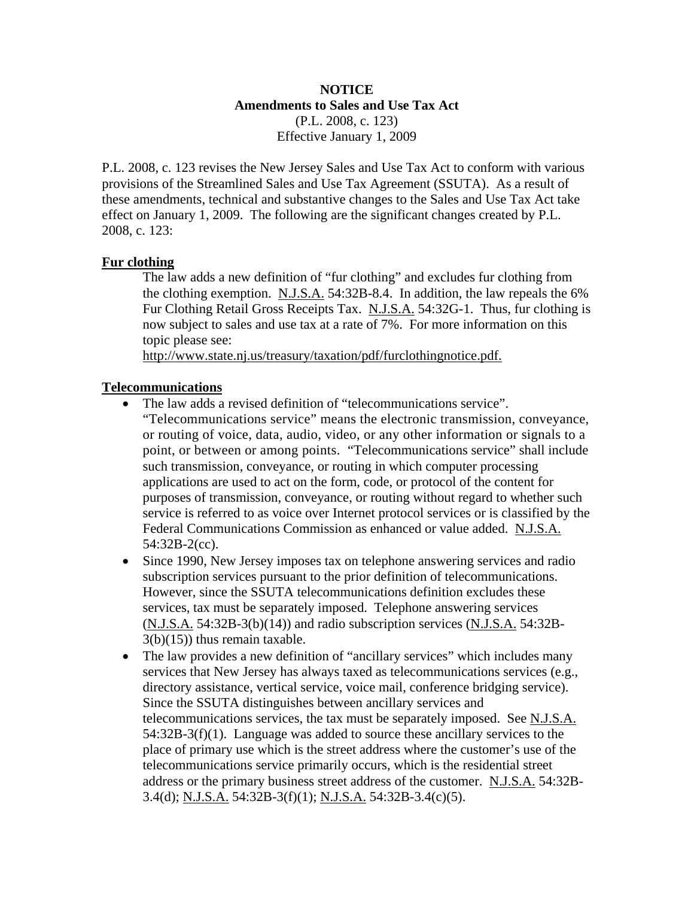**NOTICE**
**Amendments to Sales and Use Tax Act**
(P.L. 2008, c. 123)
Effective January 1, 2009

P.L. 2008, c. 123 revises the New Jersey Sales and Use Tax Act to conform with various provisions of the Streamlined Sales and Use Tax Agreement (SSUTA). As a result of these amendments, technical and substantive changes to the Sales and Use Tax Act take effect on January 1, 2009. The following are the significant changes created by P.L. 2008, c. 123:

## Fur clothing

The law adds a new definition of "fur clothing" and excludes fur clothing from the clothing exemption. N.J.S.A. 54:32B-8.4. In addition, the law repeals the 6% Fur Clothing Retail Gross Receipts Tax. N.J.S.A. 54:32G-1. Thus, fur clothing is now subject to sales and use tax at a rate of 7%. For more information on this topic please see: http://www.state.nj.us/treasury/taxation/pdf/furclothingnotice.pdf.

## Telecommunications

- The law adds a revised definition of "telecommunications service". "Telecommunications service" means the electronic transmission, conveyance, or routing of voice, data, audio, video, or any other information or signals to a point, or between or among points. "Telecommunications service" shall include such transmission, conveyance, or routing in which computer processing applications are used to act on the form, code, or protocol of the content for purposes of transmission, conveyance, or routing without regard to whether such service is referred to as voice over Internet protocol services or is classified by the Federal Communications Commission as enhanced or value added. N.J.S.A. 54:32B-2(cc).
- Since 1990, New Jersey imposes tax on telephone answering services and radio subscription services pursuant to the prior definition of telecommunications. However, since the SSUTA telecommunications definition excludes these services, tax must be separately imposed. Telephone answering services (N.J.S.A. 54:32B-3(b)(14)) and radio subscription services (N.J.S.A. 54:32B-3(b)(15)) thus remain taxable.
- The law provides a new definition of "ancillary services" which includes many services that New Jersey has always taxed as telecommunications services (e.g., directory assistance, vertical service, voice mail, conference bridging service). Since the SSUTA distinguishes between ancillary services and telecommunications services, the tax must be separately imposed. See N.J.S.A. 54:32B-3(f)(1). Language was added to source these ancillary services to the place of primary use which is the street address where the customer's use of the telecommunications service primarily occurs, which is the residential street address or the primary business street address of the customer. N.J.S.A. 54:32B-3.4(d); N.J.S.A. 54:32B-3(f)(1); N.J.S.A. 54:32B-3.4(c)(5).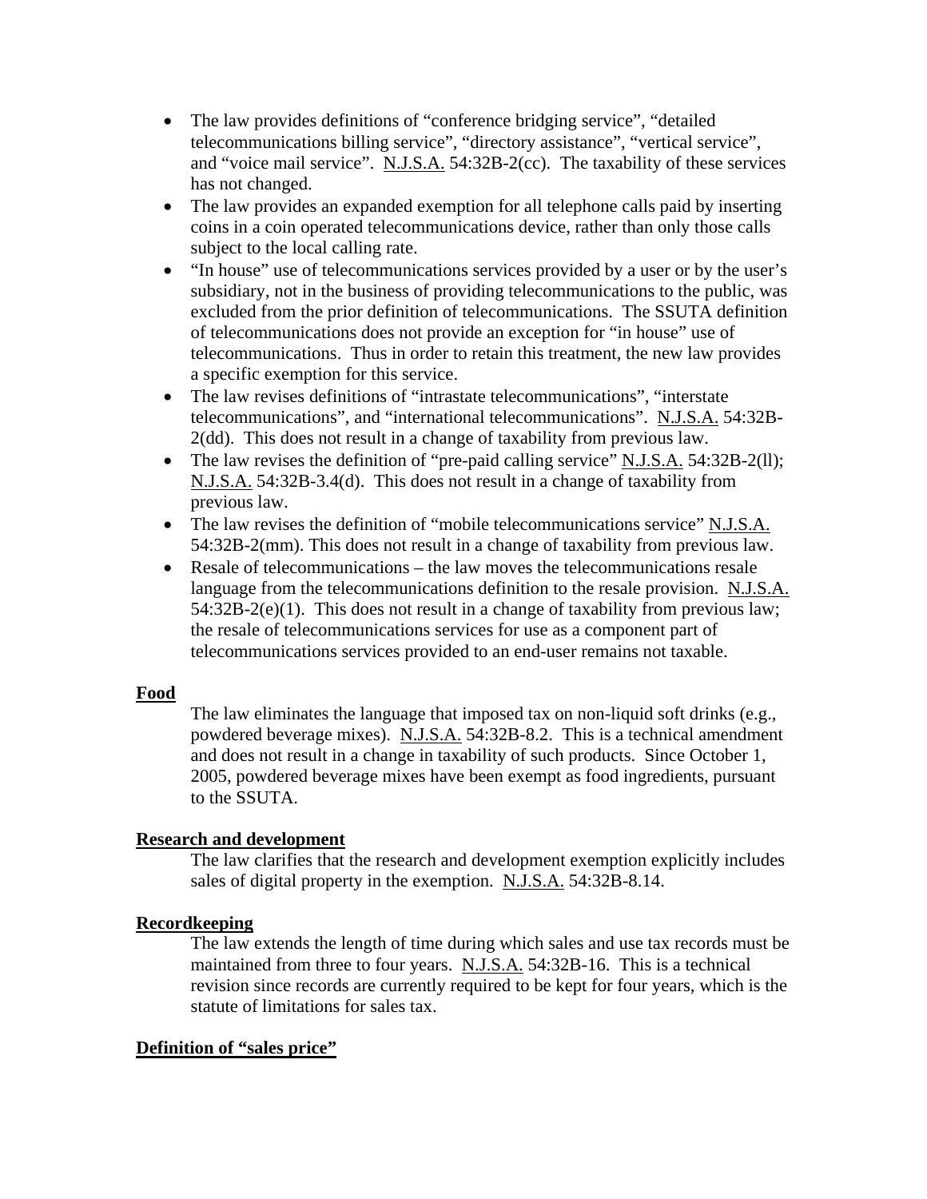- The law provides definitions of "conference bridging service", "detailed telecommunications billing service", "directory assistance", "vertical service", and "voice mail service". N.J.S.A. 54:32B-2(cc). The taxability of these services has not changed.
- The law provides an expanded exemption for all telephone calls paid by inserting coins in a coin operated telecommunications device, rather than only those calls subject to the local calling rate.
- "In house" use of telecommunications services provided by a user or by the user's subsidiary, not in the business of providing telecommunications to the public, was excluded from the prior definition of telecommunications. The SSUTA definition of telecommunications does not provide an exception for "in house" use of telecommunications. Thus in order to retain this treatment, the new law provides a specific exemption for this service.
- The law revises definitions of "intrastate telecommunications", "interstate telecommunications", and "international telecommunications". N.J.S.A. 54:32B-2(dd). This does not result in a change of taxability from previous law.
- The law revises the definition of "pre-paid calling service" N.J.S.A. 54:32B-2(ll); N.J.S.A. 54:32B-3.4(d). This does not result in a change of taxability from previous law.
- The law revises the definition of "mobile telecommunications service" N.J.S.A. 54:32B-2(mm). This does not result in a change of taxability from previous law.
- Resale of telecommunications – the law moves the telecommunications resale language from the telecommunications definition to the resale provision. N.J.S.A. 54:32B-2(e)(1). This does not result in a change of taxability from previous law; the resale of telecommunications services for use as a component part of telecommunications services provided to an end-user remains not taxable.

**Food**

The law eliminates the language that imposed tax on non-liquid soft drinks (e.g., powdered beverage mixes). N.J.S.A. 54:32B-8.2. This is a technical amendment and does not result in a change in taxability of such products. Since October 1, 2005, powdered beverage mixes have been exempt as food ingredients, pursuant to the SSUTA.

**Research and development**

The law clarifies that the research and development exemption explicitly includes sales of digital property in the exemption. N.J.S.A. 54:32B-8.14.

**Recordkeeping**

The law extends the length of time during which sales and use tax records must be maintained from three to four years. N.J.S.A. 54:32B-16. This is a technical revision since records are currently required to be kept for four years, which is the statute of limitations for sales tax.

**Definition of "sales price"**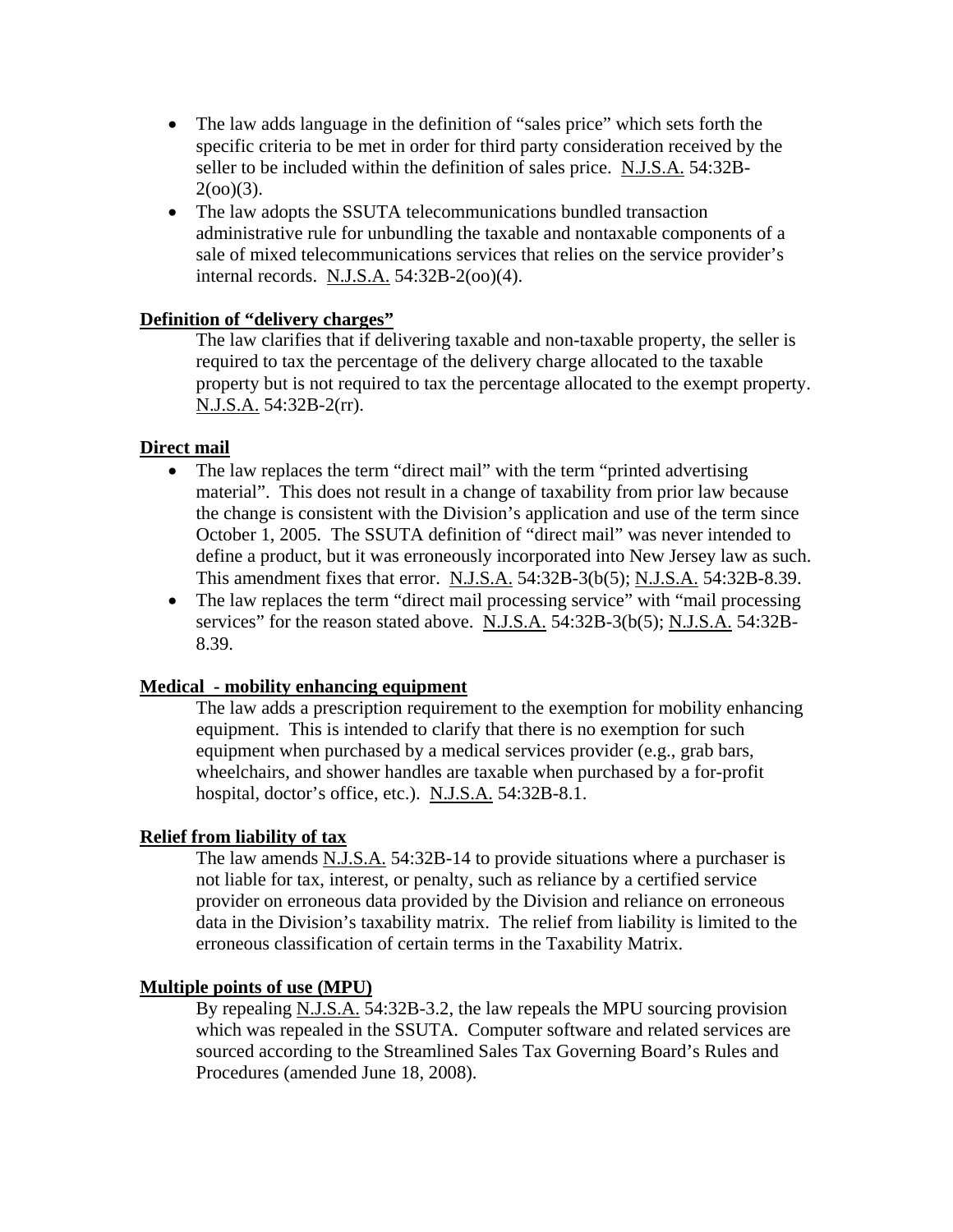- The law adds language in the definition of "sales price" which sets forth the specific criteria to be met in order for third party consideration received by the seller to be included within the definition of sales price. N.J.S.A. 54:32B-2(oo)(3).
- The law adopts the SSUTA telecommunications bundled transaction administrative rule for unbundling the taxable and nontaxable components of a sale of mixed telecommunications services that relies on the service provider's internal records. N.J.S.A. 54:32B-2(oo)(4).

**Definition of "delivery charges"**

The law clarifies that if delivering taxable and non-taxable property, the seller is required to tax the percentage of the delivery charge allocated to the taxable property but is not required to tax the percentage allocated to the exempt property. N.J.S.A. 54:32B-2(rr).

**Direct mail**

- The law replaces the term "direct mail" with the term "printed advertising material". This does not result in a change of taxability from prior law because the change is consistent with the Division's application and use of the term since October 1, 2005. The SSUTA definition of "direct mail" was never intended to define a product, but it was erroneously incorporated into New Jersey law as such. This amendment fixes that error. N.J.S.A. 54:32B-3(b(5); N.J.S.A. 54:32B-8.39.
- The law replaces the term "direct mail processing service" with "mail processing services" for the reason stated above. N.J.S.A. 54:32B-3(b(5); N.J.S.A. 54:32B-8.39.

**Medical - mobility enhancing equipment**

The law adds a prescription requirement to the exemption for mobility enhancing equipment. This is intended to clarify that there is no exemption for such equipment when purchased by a medical services provider (e.g., grab bars, wheelchairs, and shower handles are taxable when purchased by a for-profit hospital, doctor's office, etc.). N.J.S.A. 54:32B-8.1.

**Relief from liability of tax**

The law amends N.J.S.A. 54:32B-14 to provide situations where a purchaser is not liable for tax, interest, or penalty, such as reliance by a certified service provider on erroneous data provided by the Division and reliance on erroneous data in the Division's taxability matrix. The relief from liability is limited to the erroneous classification of certain terms in the Taxability Matrix.

**Multiple points of use (MPU)**

By repealing N.J.S.A. 54:32B-3.2, the law repeals the MPU sourcing provision which was repealed in the SSUTA. Computer software and related services are sourced according to the Streamlined Sales Tax Governing Board's Rules and Procedures (amended June 18, 2008).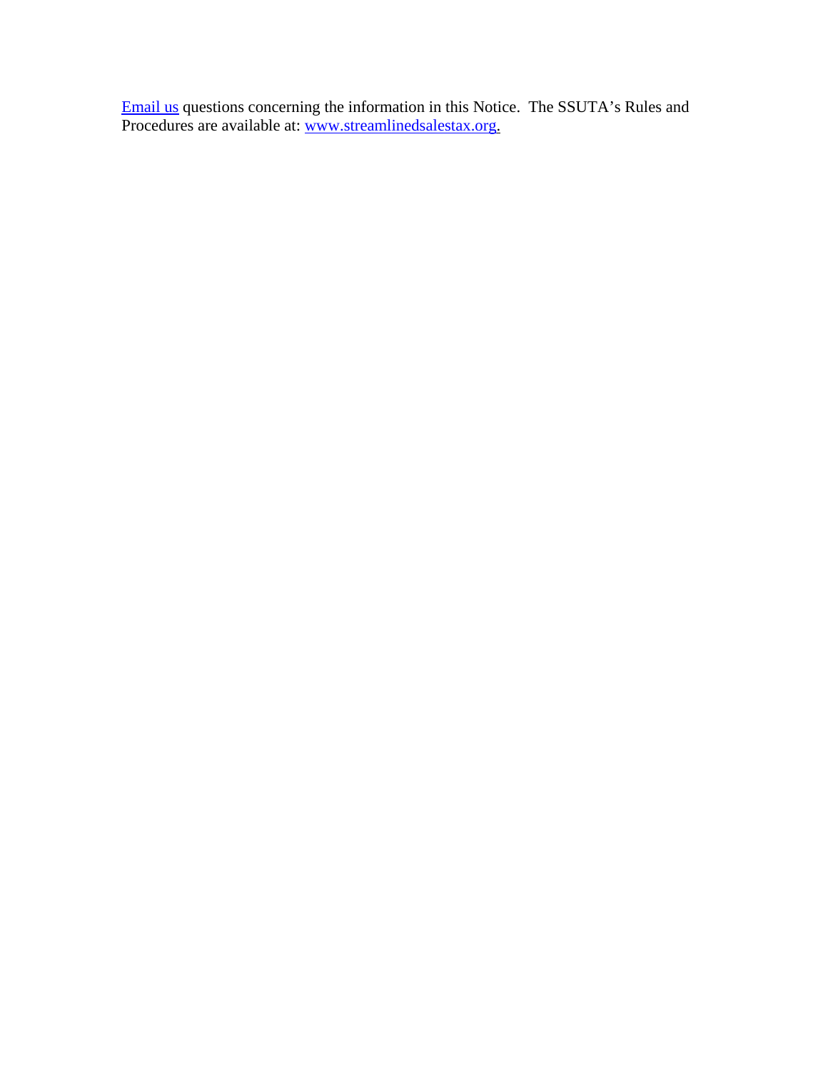Email us questions concerning the information in this Notice. The SSUTA's Rules and Procedures are available at: www.streamlinedsalestax.org.